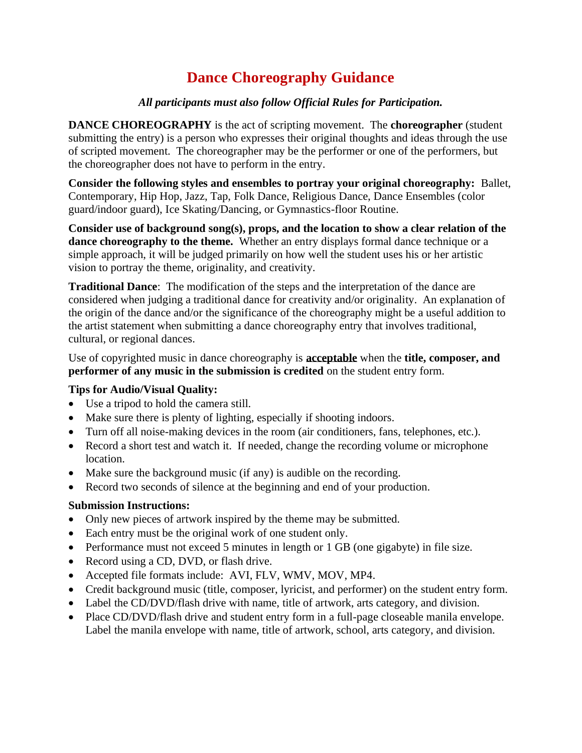# Dance Choreography Guidance

***All participants must also follow Official Rules for Participation.***

**DANCE CHOREOGRAPHY** is the act of scripting movement. The **choreographer** (student submitting the entry) is a person who expresses their original thoughts and ideas through the use of scripted movement. The choreographer may be the performer or one of the performers, but the choreographer does not have to perform in the entry.

**Consider the following styles and ensembles to portray your original choreography:** Ballet, Contemporary, Hip Hop, Jazz, Tap, Folk Dance, Religious Dance, Dance Ensembles (color guard/indoor guard), Ice Skating/Dancing, or Gymnastics-floor Routine.

**Consider use of background song(s), props, and the location to show a clear relation of the dance choreography to the theme.** Whether an entry displays formal dance technique or a simple approach, it will be judged primarily on how well the student uses his or her artistic vision to portray the theme, originality, and creativity.

**Traditional Dance**: The modification of the steps and the interpretation of the dance are considered when judging a traditional dance for creativity and/or originality. An explanation of the origin of the dance and/or the significance of the choreography might be a useful addition to the artist statement when submitting a dance choreography entry that involves traditional, cultural, or regional dances.

Use of copyrighted music in dance choreography is **acceptable** when the **title, composer, and performer of any music in the submission is credited** on the student entry form.

**Tips for Audio/Visual Quality:**

- Use a tripod to hold the camera still.
- Make sure there is plenty of lighting, especially if shooting indoors.
- Turn off all noise-making devices in the room (air conditioners, fans, telephones, etc.).
- Record a short test and watch it. If needed, change the recording volume or microphone location.
- Make sure the background music (if any) is audible on the recording.
- Record two seconds of silence at the beginning and end of your production.

**Submission Instructions:**

- Only new pieces of artwork inspired by the theme may be submitted.
- Each entry must be the original work of one student only.
- Performance must not exceed 5 minutes in length or 1 GB (one gigabyte) in file size.
- Record using a CD, DVD, or flash drive.
- Accepted file formats include: AVI, FLV, WMV, MOV, MP4.
- Credit background music (title, composer, lyricist, and performer) on the student entry form.
- Label the CD/DVD/flash drive with name, title of artwork, arts category, and division.
- Place CD/DVD/flash drive and student entry form in a full-page closeable manila envelope. Label the manila envelope with name, title of artwork, school, arts category, and division.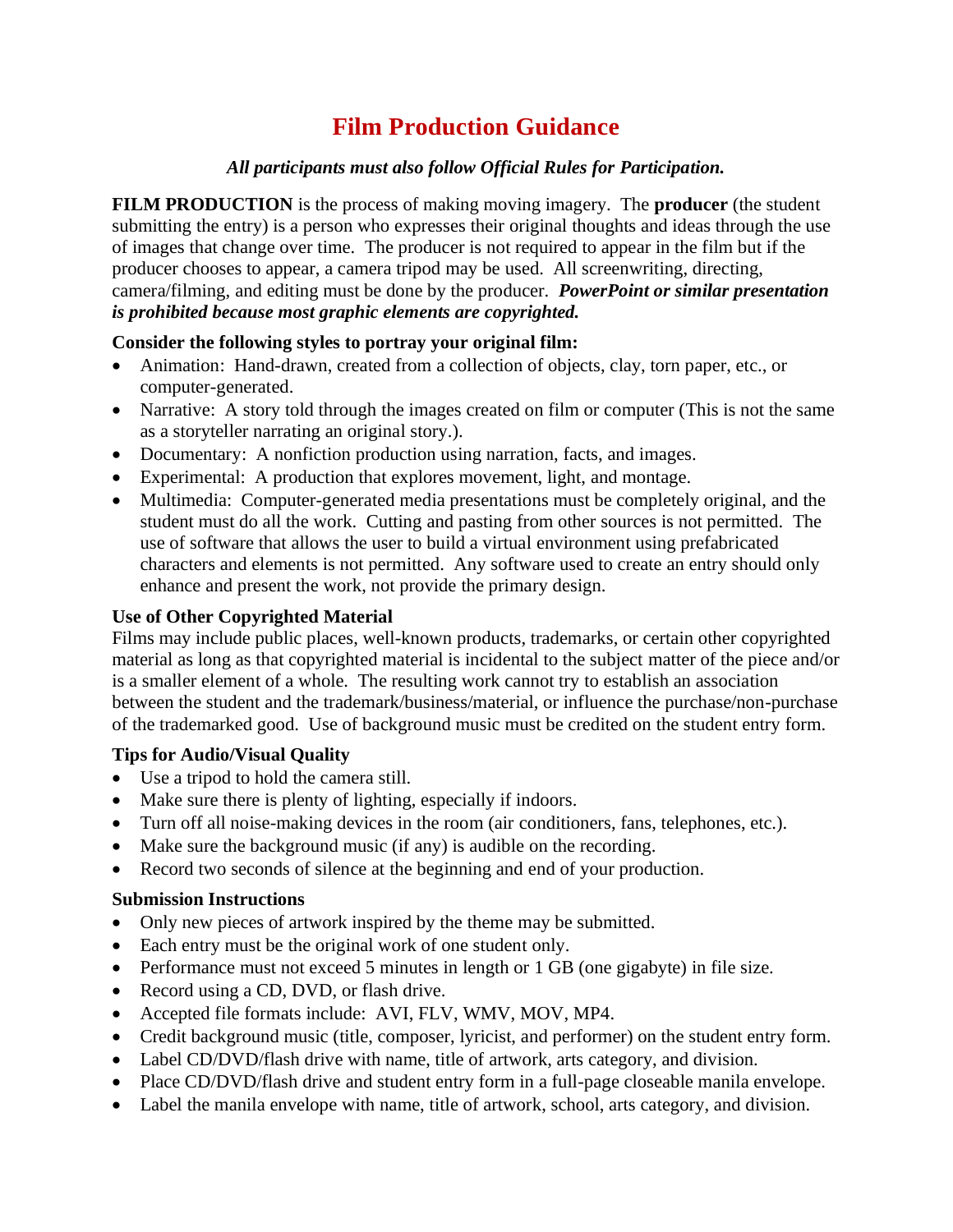# Film Production Guidance

***All participants must also follow Official Rules for Participation.***

**FILM PRODUCTION** is the process of making moving imagery. The **producer** (the student submitting the entry) is a person who expresses their original thoughts and ideas through the use of images that change over time. The producer is not required to appear in the film but if the producer chooses to appear, a camera tripod may be used. All screenwriting, directing, camera/filming, and editing must be done by the producer. ***PowerPoint or similar presentation is prohibited because most graphic elements are copyrighted.***

**Consider the following styles to portray your original film:**

- Animation: Hand-drawn, created from a collection of objects, clay, torn paper, etc., or computer-generated.
- Narrative: A story told through the images created on film or computer (This is not the same as a storyteller narrating an original story.).
- Documentary: A nonfiction production using narration, facts, and images.
- Experimental: A production that explores movement, light, and montage.
- Multimedia: Computer-generated media presentations must be completely original, and the student must do all the work. Cutting and pasting from other sources is not permitted. The use of software that allows the user to build a virtual environment using prefabricated characters and elements is not permitted. Any software used to create an entry should only enhance and present the work, not provide the primary design.

**Use of Other Copyrighted Material**

Films may include public places, well-known products, trademarks, or certain other copyrighted material as long as that copyrighted material is incidental to the subject matter of the piece and/or is a smaller element of a whole. The resulting work cannot try to establish an association between the student and the trademark/business/material, or influence the purchase/non-purchase of the trademarked good. Use of background music must be credited on the student entry form.

**Tips for Audio/Visual Quality**

- Use a tripod to hold the camera still.
- Make sure there is plenty of lighting, especially if indoors.
- Turn off all noise-making devices in the room (air conditioners, fans, telephones, etc.).
- Make sure the background music (if any) is audible on the recording.
- Record two seconds of silence at the beginning and end of your production.

**Submission Instructions**

- Only new pieces of artwork inspired by the theme may be submitted.
- Each entry must be the original work of one student only.
- Performance must not exceed 5 minutes in length or 1 GB (one gigabyte) in file size.
- Record using a CD, DVD, or flash drive.
- Accepted file formats include: AVI, FLV, WMV, MOV, MP4.
- Credit background music (title, composer, lyricist, and performer) on the student entry form.
- Label CD/DVD/flash drive with name, title of artwork, arts category, and division.
- Place CD/DVD/flash drive and student entry form in a full-page closeable manila envelope.
- Label the manila envelope with name, title of artwork, school, arts category, and division.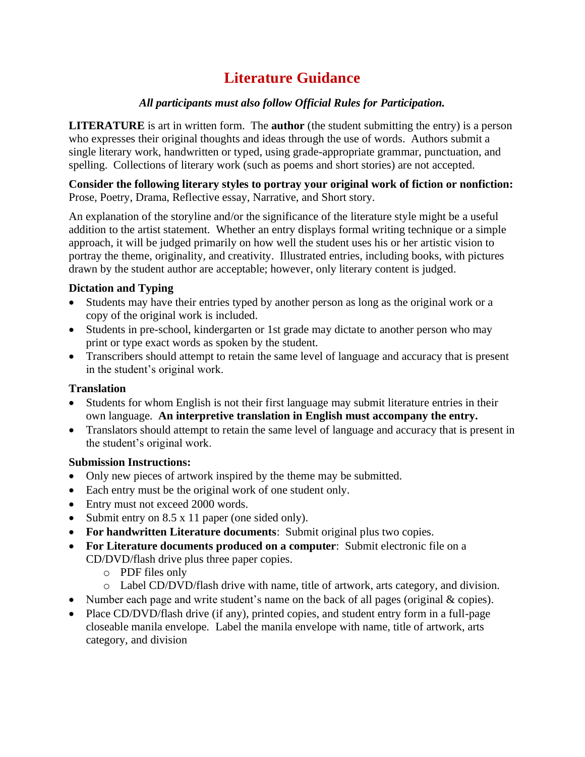# Literature Guidance

***All participants must also follow Official Rules for Participation.***

**LITERATURE** is art in written form. The **author** (the student submitting the entry) is a person who expresses their original thoughts and ideas through the use of words. Authors submit a single literary work, handwritten or typed, using grade-appropriate grammar, punctuation, and spelling. Collections of literary work (such as poems and short stories) are not accepted.

**Consider the following literary styles to portray your original work of fiction or nonfiction:** Prose, Poetry, Drama, Reflective essay, Narrative, and Short story.

An explanation of the storyline and/or the significance of the literature style might be a useful addition to the artist statement. Whether an entry displays formal writing technique or a simple approach, it will be judged primarily on how well the student uses his or her artistic vision to portray the theme, originality, and creativity. Illustrated entries, including books, with pictures drawn by the student author are acceptable; however, only literary content is judged.

### Dictation and Typing

- Students may have their entries typed by another person as long as the original work or a copy of the original work is included.
- Students in pre-school, kindergarten or 1st grade may dictate to another person who may print or type exact words as spoken by the student.
- Transcribers should attempt to retain the same level of language and accuracy that is present in the student's original work.

### Translation

- Students for whom English is not their first language may submit literature entries in their own language. **An interpretive translation in English must accompany the entry.**
- Translators should attempt to retain the same level of language and accuracy that is present in the student's original work.

### Submission Instructions:

- Only new pieces of artwork inspired by the theme may be submitted.
- Each entry must be the original work of one student only.
- Entry must not exceed 2000 words.
- Submit entry on 8.5 x 11 paper (one sided only).
- **For handwritten Literature documents**: Submit original plus two copies.
- **For Literature documents produced on a computer**: Submit electronic file on a CD/DVD/flash drive plus three paper copies.
  - PDF files only
  - Label CD/DVD/flash drive with name, title of artwork, arts category, and division.
- Number each page and write student's name on the back of all pages (original & copies).
- Place CD/DVD/flash drive (if any), printed copies, and student entry form in a full-page closeable manila envelope. Label the manila envelope with name, title of artwork, arts category, and division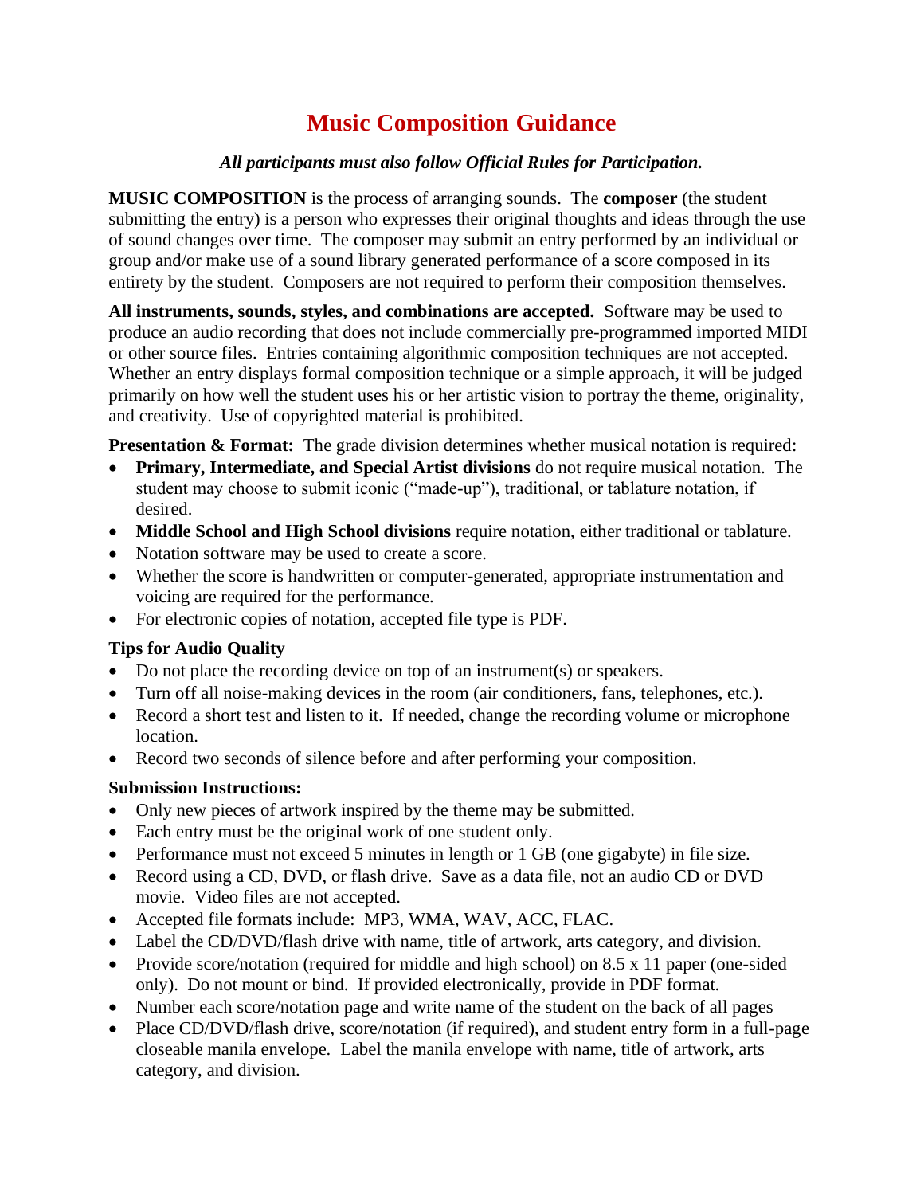# Music Composition Guidance

***All participants must also follow Official Rules for Participation.***

**MUSIC COMPOSITION** is the process of arranging sounds. The **composer** (the student submitting the entry) is a person who expresses their original thoughts and ideas through the use of sound changes over time. The composer may submit an entry performed by an individual or group and/or make use of a sound library generated performance of a score composed in its entirety by the student. Composers are not required to perform their composition themselves.

**All instruments, sounds, styles, and combinations are accepted.** Software may be used to produce an audio recording that does not include commercially pre-programmed imported MIDI or other source files. Entries containing algorithmic composition techniques are not accepted. Whether an entry displays formal composition technique or a simple approach, it will be judged primarily on how well the student uses his or her artistic vision to portray the theme, originality, and creativity. Use of copyrighted material is prohibited.

**Presentation & Format:** The grade division determines whether musical notation is required:

- **Primary, Intermediate, and Special Artist divisions** do not require musical notation. The student may choose to submit iconic ("made-up"), traditional, or tablature notation, if desired.
- **Middle School and High School divisions** require notation, either traditional or tablature.
- Notation software may be used to create a score.
- Whether the score is handwritten or computer-generated, appropriate instrumentation and voicing are required for the performance.
- For electronic copies of notation, accepted file type is PDF.

### Tips for Audio Quality

- Do not place the recording device on top of an instrument(s) or speakers.
- Turn off all noise-making devices in the room (air conditioners, fans, telephones, etc.).
- Record a short test and listen to it. If needed, change the recording volume or microphone location.
- Record two seconds of silence before and after performing your composition.

### Submission Instructions:

- Only new pieces of artwork inspired by the theme may be submitted.
- Each entry must be the original work of one student only.
- Performance must not exceed 5 minutes in length or 1 GB (one gigabyte) in file size.
- Record using a CD, DVD, or flash drive. Save as a data file, not an audio CD or DVD movie. Video files are not accepted.
- Accepted file formats include: MP3, WMA, WAV, ACC, FLAC.
- Label the CD/DVD/flash drive with name, title of artwork, arts category, and division.
- Provide score/notation (required for middle and high school) on 8.5 x 11 paper (one-sided only). Do not mount or bind. If provided electronically, provide in PDF format.
- Number each score/notation page and write name of the student on the back of all pages
- Place CD/DVD/flash drive, score/notation (if required), and student entry form in a full-page closeable manila envelope. Label the manila envelope with name, title of artwork, arts category, and division.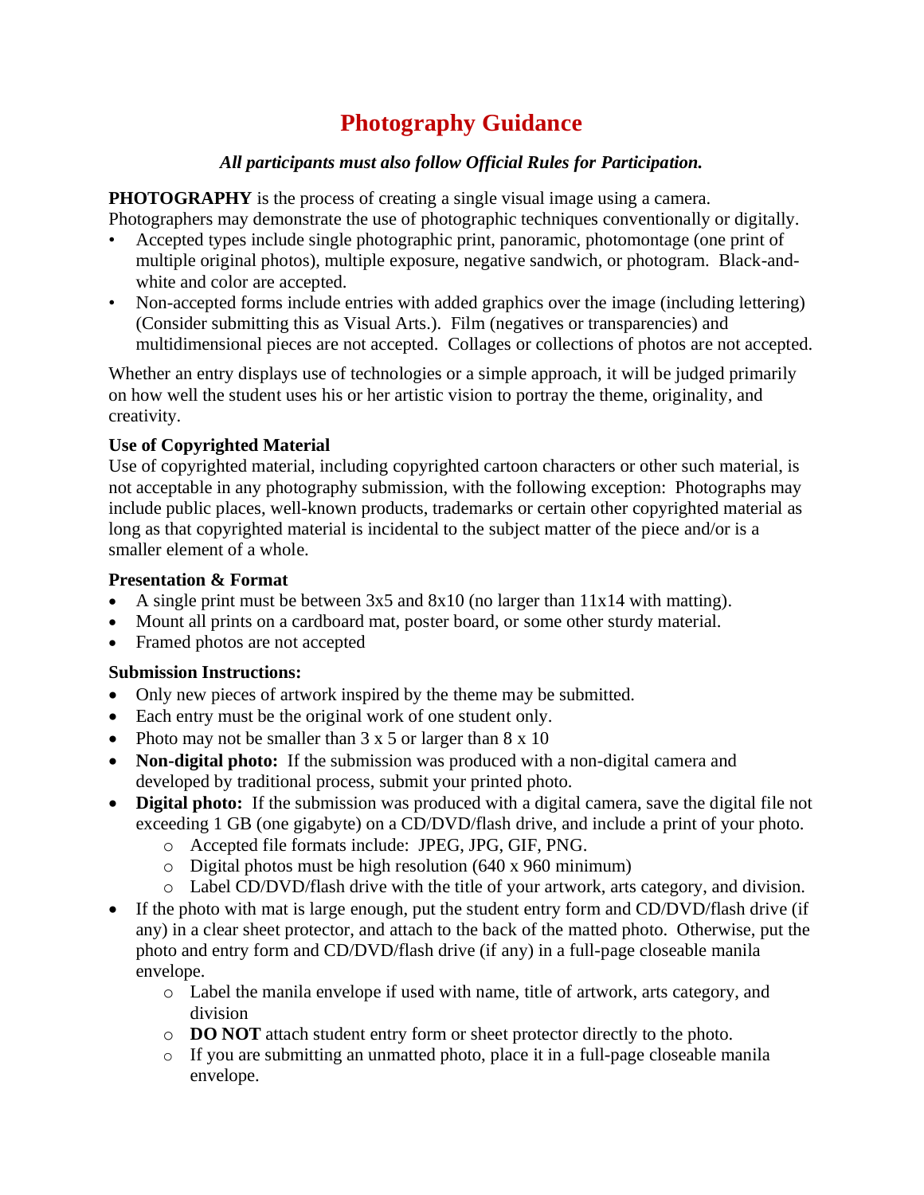# Photography Guidance

***All participants must also follow Official Rules for Participation.***

**PHOTOGRAPHY** is the process of creating a single visual image using a camera. Photographers may demonstrate the use of photographic techniques conventionally or digitally.

- Accepted types include single photographic print, panoramic, photomontage (one print of multiple original photos), multiple exposure, negative sandwich, or photogram. Black-and-white and color are accepted.
- Non-accepted forms include entries with added graphics over the image (including lettering) (Consider submitting this as Visual Arts.). Film (negatives or transparencies) and multidimensional pieces are not accepted. Collages or collections of photos are not accepted.

Whether an entry displays use of technologies or a simple approach, it will be judged primarily on how well the student uses his or her artistic vision to portray the theme, originality, and creativity.

**Use of Copyrighted Material**

Use of copyrighted material, including copyrighted cartoon characters or other such material, is not acceptable in any photography submission, with the following exception: Photographs may include public places, well-known products, trademarks or certain other copyrighted material as long as that copyrighted material is incidental to the subject matter of the piece and/or is a smaller element of a whole.

**Presentation & Format**

- A single print must be between 3x5 and 8x10 (no larger than 11x14 with matting).
- Mount all prints on a cardboard mat, poster board, or some other sturdy material.
- Framed photos are not accepted

**Submission Instructions:**

- Only new pieces of artwork inspired by the theme may be submitted.
- Each entry must be the original work of one student only.
- Photo may not be smaller than 3 x 5 or larger than 8 x 10
- **Non-digital photo:** If the submission was produced with a non-digital camera and developed by traditional process, submit your printed photo.
- **Digital photo:** If the submission was produced with a digital camera, save the digital file not exceeding 1 GB (one gigabyte) on a CD/DVD/flash drive, and include a print of your photo.
  - Accepted file formats include: JPEG, JPG, GIF, PNG.
  - Digital photos must be high resolution (640 x 960 minimum)
  - Label CD/DVD/flash drive with the title of your artwork, arts category, and division.
- If the photo with mat is large enough, put the student entry form and CD/DVD/flash drive (if any) in a clear sheet protector, and attach to the back of the matted photo. Otherwise, put the photo and entry form and CD/DVD/flash drive (if any) in a full-page closeable manila envelope.
  - Label the manila envelope if used with name, title of artwork, arts category, and division
  - **DO NOT** attach student entry form or sheet protector directly to the photo.
  - If you are submitting an unmatted photo, place it in a full-page closeable manila envelope.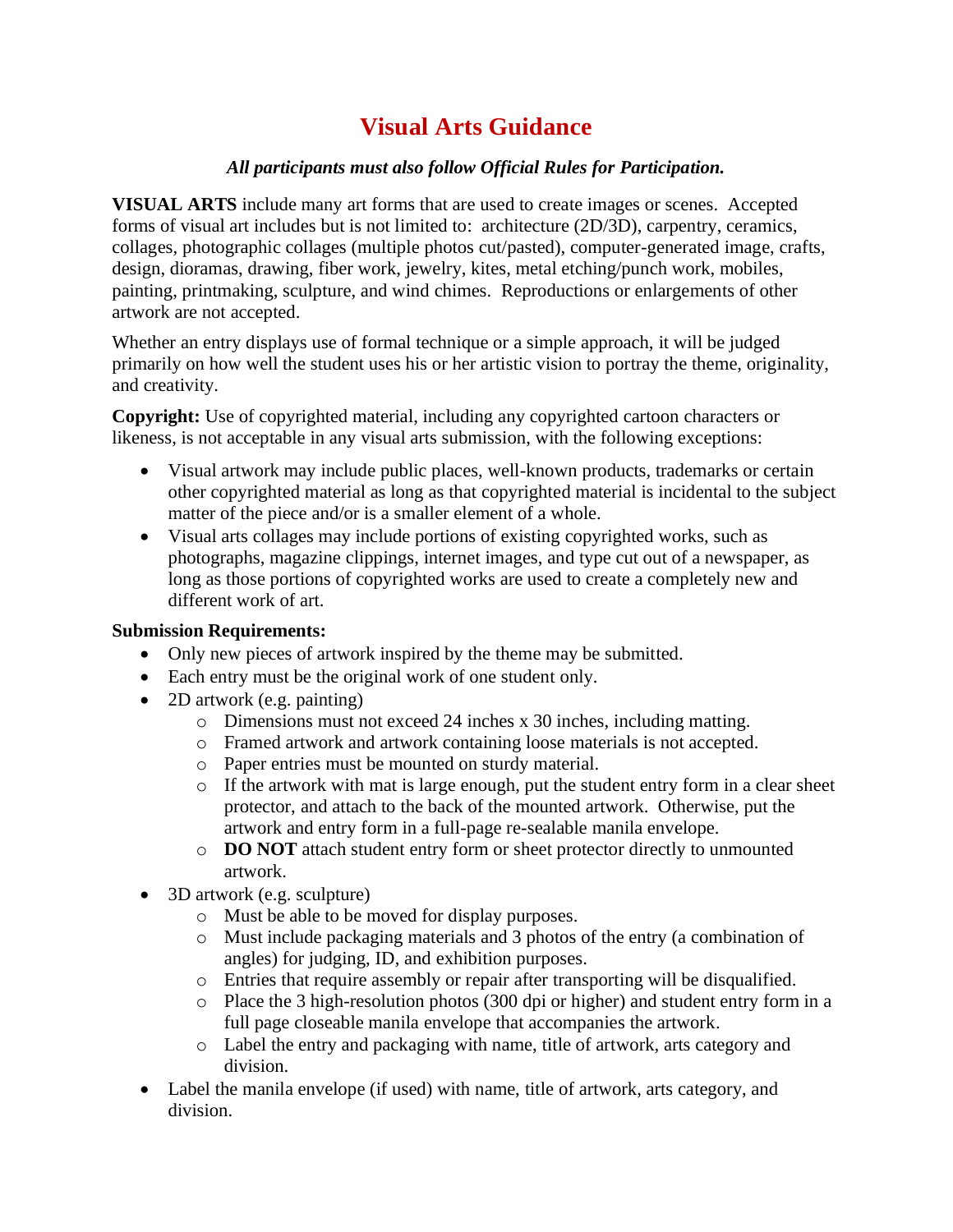# Visual Arts Guidance

***All participants must also follow Official Rules for Participation.***

**VISUAL ARTS** include many art forms that are used to create images or scenes. Accepted forms of visual art includes but is not limited to: architecture (2D/3D), carpentry, ceramics, collages, photographic collages (multiple photos cut/pasted), computer-generated image, crafts, design, dioramas, drawing, fiber work, jewelry, kites, metal etching/punch work, mobiles, painting, printmaking, sculpture, and wind chimes. Reproductions or enlargements of other artwork are not accepted.

Whether an entry displays use of formal technique or a simple approach, it will be judged primarily on how well the student uses his or her artistic vision to portray the theme, originality, and creativity.

**Copyright:** Use of copyrighted material, including any copyrighted cartoon characters or likeness, is not acceptable in any visual arts submission, with the following exceptions:

- Visual artwork may include public places, well-known products, trademarks or certain other copyrighted material as long as that copyrighted material is incidental to the subject matter of the piece and/or is a smaller element of a whole.
- Visual arts collages may include portions of existing copyrighted works, such as photographs, magazine clippings, internet images, and type cut out of a newspaper, as long as those portions of copyrighted works are used to create a completely new and different work of art.

**Submission Requirements:**

- Only new pieces of artwork inspired by the theme may be submitted.
- Each entry must be the original work of one student only.
- 2D artwork (e.g. painting)
  - Dimensions must not exceed 24 inches x 30 inches, including matting.
  - Framed artwork and artwork containing loose materials is not accepted.
  - Paper entries must be mounted on sturdy material.
  - If the artwork with mat is large enough, put the student entry form in a clear sheet protector, and attach to the back of the mounted artwork. Otherwise, put the artwork and entry form in a full-page re-sealable manila envelope.
  - **DO NOT** attach student entry form or sheet protector directly to unmounted artwork.
- 3D artwork (e.g. sculpture)
  - Must be able to be moved for display purposes.
  - Must include packaging materials and 3 photos of the entry (a combination of angles) for judging, ID, and exhibition purposes.
  - Entries that require assembly or repair after transporting will be disqualified.
  - Place the 3 high-resolution photos (300 dpi or higher) and student entry form in a full page closeable manila envelope that accompanies the artwork.
  - Label the entry and packaging with name, title of artwork, arts category and division.
- Label the manila envelope (if used) with name, title of artwork, arts category, and division.